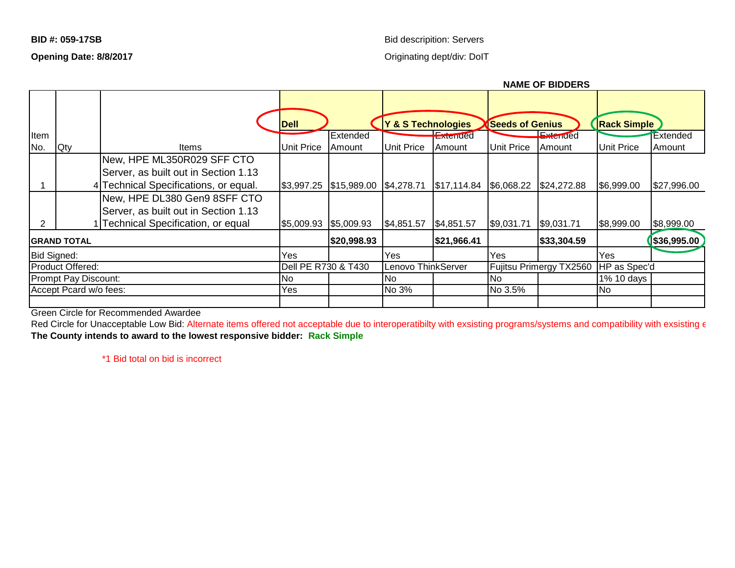**BID #: 059-17SB**

**Opening Date: 8/8/2017**

Bid descripition: Servers

Originating dept/div: DoIT

**NAME OF BIDDERS**

| Item No. | Qty | Items | **Dell** Unit Price | Extended Amount | **Y & S Technologies** Unit Price | Extended Amount | **Seeds of Genius** Unit Price | Extended Amount | **Rack Simple** Unit Price | Extended Amount |
|---|---|---|---|---|---|---|---|---|---|---|
| 1 | 4 | New, HPE ML350R029 SFF CTO Server, as built out in Section 1.13 Technical Specifications, or equal. | $3,997.25 | $15,989.00 | $4,278.71 | $17,114.84 | $6,068.22 | $24,272.88 | $6,999.00 | $27,996.00 |
| 2 | 1 | New, HPE DL380 Gen9 8SFF CTO Server, as built out in Section 1.13 Technical Specification, or equal | $5,009.93 | $5,009.93 | $4,851.57 | $4,851.57 | $9,031.71 | $9,031.71 | $8,999.00 | $8,999.00 |
| **GRAND TOTAL** | | | | **$20,998.93** | | **$21,966.41** | | **$33,304.59** | | **$36,995.00** |
| Bid Signed: | | | Yes | | Yes | | Yes | | Yes | |
| Product Offered: | | | Dell PE R730 & T430 | | Lenovo ThinkServer | | Fujitsu Primergy TX2560 | | HP as Spec'd | |
| Prompt Pay Discount: | | | No | | No | | No | | 1% 10 days | |
| Accept Pcard w/o fees: | | | Yes | | No 3% | | No 3.5% | | No | |

Green Circle for Recommended Awardee

Red Circle for Unacceptable Low Bid: Alternate items offered not acceptable due to interoperatibilty with exsisting programs/systems and compatibility with exsisting e

**The County intends to award to the lowest responsive bidder: Rack Simple**

*1 Bid total on bid is incorrect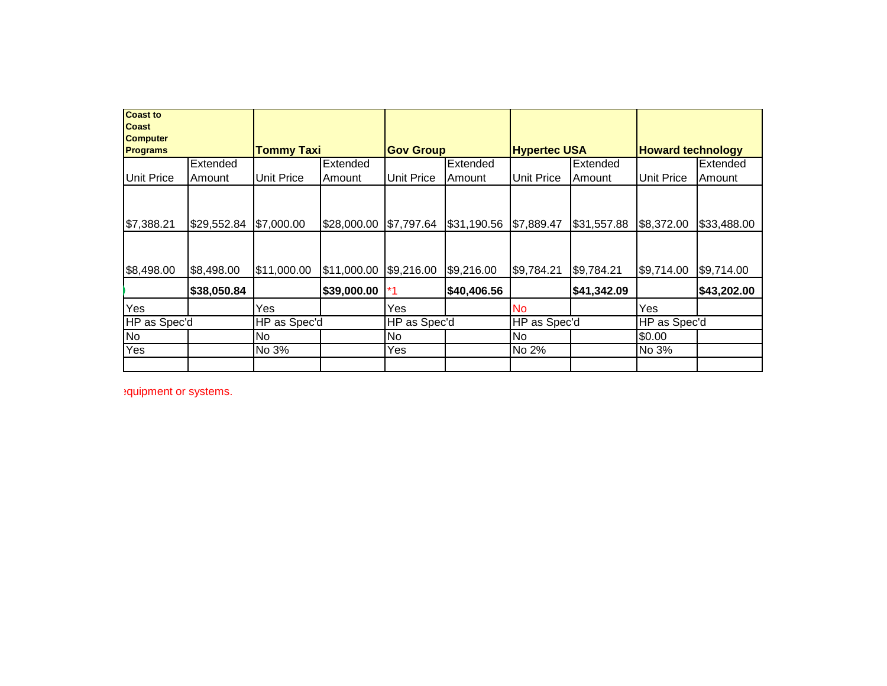| Coast to Coast Computer Programs | | Tommy Taxi | | Gov Group | | Hypertec USA | | Howard technology | |
|---|---|---|---|---|---|---|---|---|---|
| Unit Price | Extended Amount | Unit Price | Extended Amount | Unit Price | Extended Amount | Unit Price | Extended Amount | Unit Price | Extended Amount |
| $7,388.21 | $29,552.84 | $7,000.00 | $28,000.00 | $7,797.64 | $31,190.56 | $7,889.47 | $31,557.88 | $8,372.00 | $33,488.00 |
| $8,498.00 | $8,498.00 | $11,000.00 | $11,000.00 | $9,216.00 | $9,216.00 | $9,784.21 | $9,784.21 | $9,714.00 | $9,714.00 |
| | **$38,050.84** | | **$39,000.00** | *1 | **$40,406.56** | | **$41,342.09** | | **$43,202.00** |
| Yes | | Yes | | Yes | | No | | Yes | |
| HP as Spec'd | | HP as Spec'd | | HP as Spec'd | | HP as Spec'd | | HP as Spec'd | |
| No | | No | | No | | No | | $0.00 | |
| Yes | | No 3% | | Yes | | No 2% | | No 3% | |
| | | | | | | | | | |

equipment or systems.